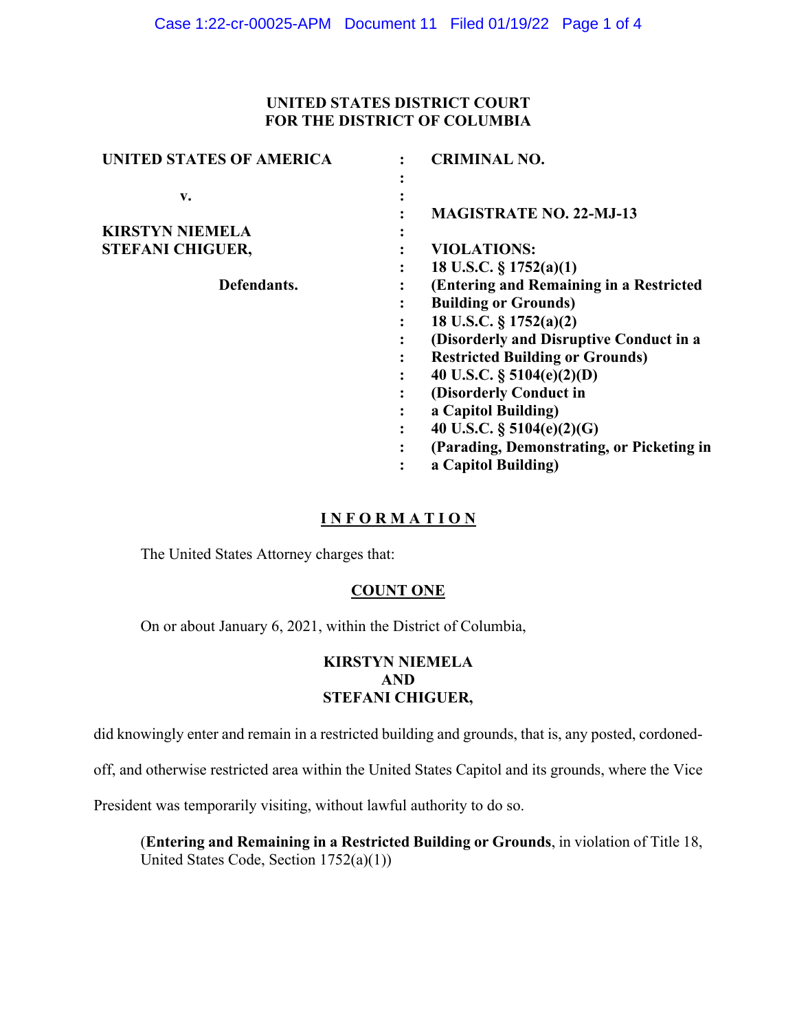**UNITED STATES DISTRICT COURT**
**FOR THE DISTRICT OF COLUMBIA**

| | | |
|---|---|---|
| **UNITED STATES OF AMERICA** | : | **CRIMINAL NO.** |
| | : | |
| **v.** | : | |
| | : | **MAGISTRATE NO. 22-MJ-13** |
| **KIRSTYN NIEMELA** | : | |
| **STEFANI CHIGUER,** | : | **VIOLATIONS:** |
| | : | **18 U.S.C. § 1752(a)(1)** |
| **Defendants.** | : | **(Entering and Remaining in a Restricted Building or Grounds)** |
| | : | **18 U.S.C. § 1752(a)(2)** |
| | : | **(Disorderly and Disruptive Conduct in a Restricted Building or Grounds)** |
| | : | **40 U.S.C. § 5104(e)(2)(D)** |
| | : | **(Disorderly Conduct in a Capitol Building)** |
| | : | **40 U.S.C. § 5104(e)(2)(G)** |
| | : | **(Parading, Demonstrating, or Picketing in a Capitol Building)** |

# I N F O R M A T I O N

The United States Attorney charges that:

## COUNT ONE

On or about January 6, 2021, within the District of Columbia,

**KIRSTYN NIEMELA**
**AND**
**STEFANI CHIGUER,**

did knowingly enter and remain in a restricted building and grounds, that is, any posted, cordoned-off, and otherwise restricted area within the United States Capitol and its grounds, where the Vice President was temporarily visiting, without lawful authority to do so.

(**Entering and Remaining in a Restricted Building or Grounds**, in violation of Title 18, United States Code, Section 1752(a)(1))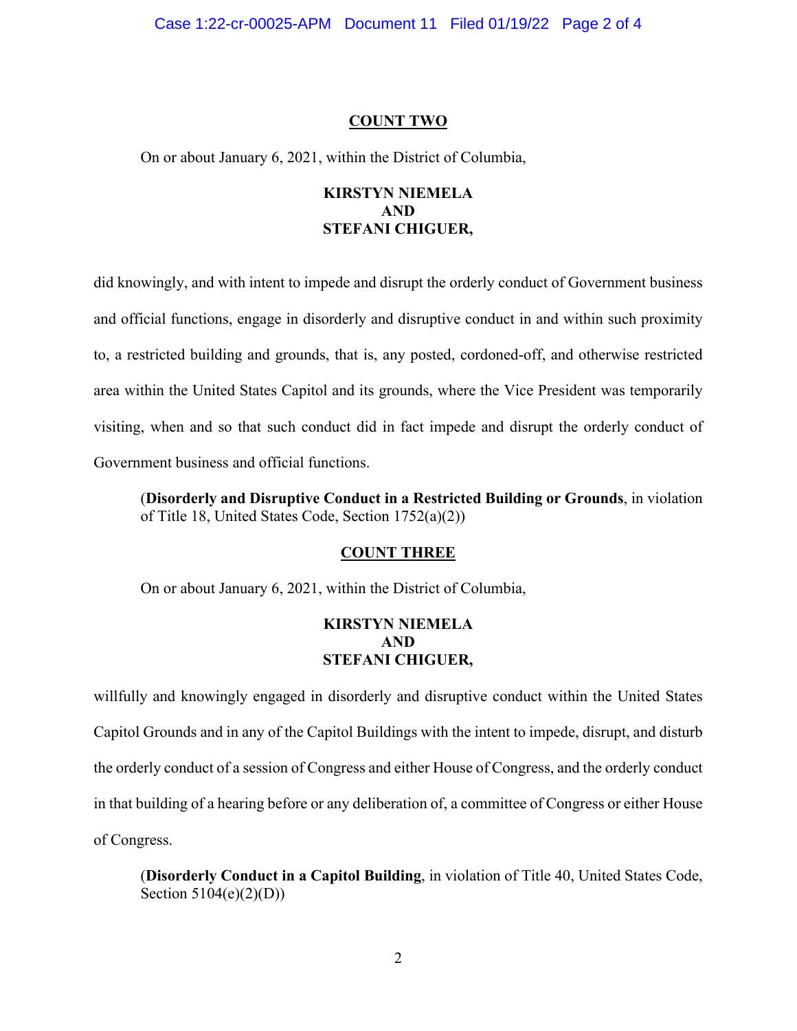## COUNT TWO

On or about January 6, 2021, within the District of Columbia,

**KIRSTYN NIEMELA**
**AND**
**STEFANI CHIGUER,**

did knowingly, and with intent to impede and disrupt the orderly conduct of Government business and official functions, engage in disorderly and disruptive conduct in and within such proximity to, a restricted building and grounds, that is, any posted, cordoned-off, and otherwise restricted area within the United States Capitol and its grounds, where the Vice President was temporarily visiting, when and so that such conduct did in fact impede and disrupt the orderly conduct of Government business and official functions.

(**Disorderly and Disruptive Conduct in a Restricted Building or Grounds**, in violation of Title 18, United States Code, Section 1752(a)(2))

## COUNT THREE

On or about January 6, 2021, within the District of Columbia,

**KIRSTYN NIEMELA**
**AND**
**STEFANI CHIGUER,**

willfully and knowingly engaged in disorderly and disruptive conduct within the United States Capitol Grounds and in any of the Capitol Buildings with the intent to impede, disrupt, and disturb the orderly conduct of a session of Congress and either House of Congress, and the orderly conduct in that building of a hearing before or any deliberation of, a committee of Congress or either House of Congress.

(**Disorderly Conduct in a Capitol Building**, in violation of Title 40, United States Code, Section 5104(e)(2)(D))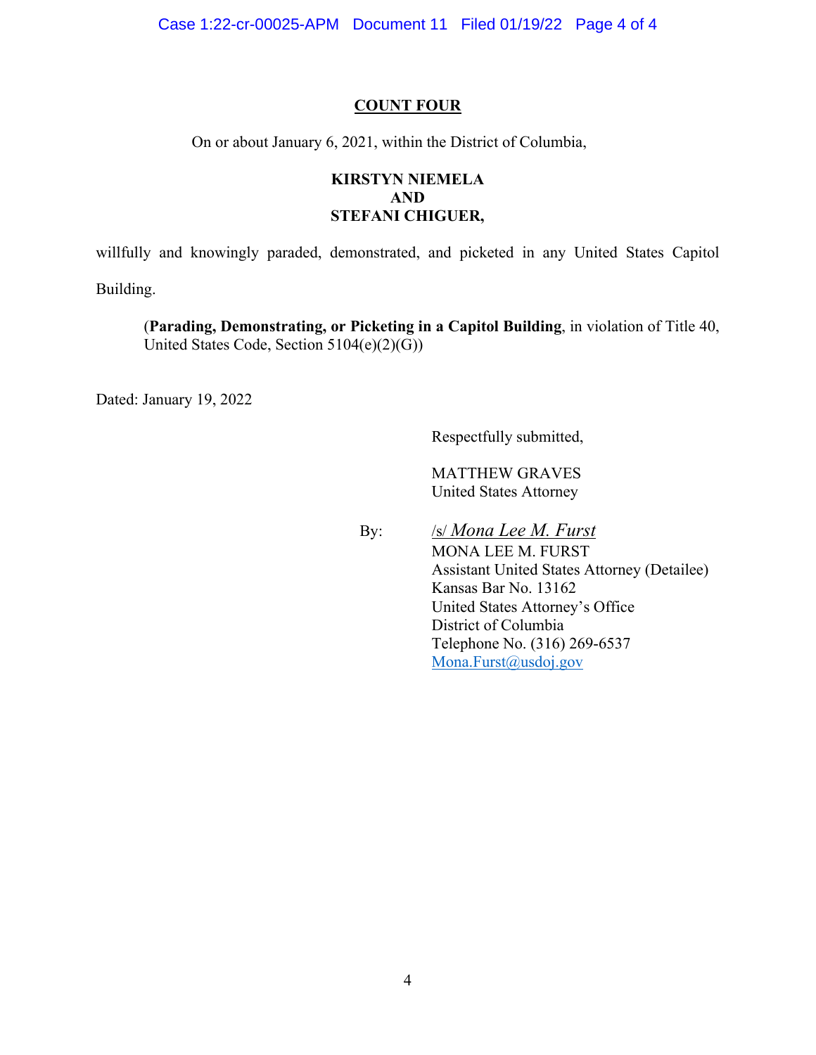## COUNT FOUR

On or about January 6, 2021, within the District of Columbia,

**KIRSTYN NIEMELA**
**AND**
**STEFANI CHIGUER,**

willfully and knowingly paraded, demonstrated, and picketed in any United States Capitol Building.

(**Parading, Demonstrating, or Picketing in a Capitol Building**, in violation of Title 40, United States Code, Section 5104(e)(2)(G))

Dated: January 19, 2022

Respectfully submitted,

MATTHEW GRAVES
United States Attorney

By: /s/ *Mona Lee M. Furst*
MONA LEE M. FURST
Assistant United States Attorney (Detailee)
Kansas Bar No. 13162
United States Attorney's Office
District of Columbia
Telephone No. (316) 269-6537
Mona.Furst@usdoj.gov